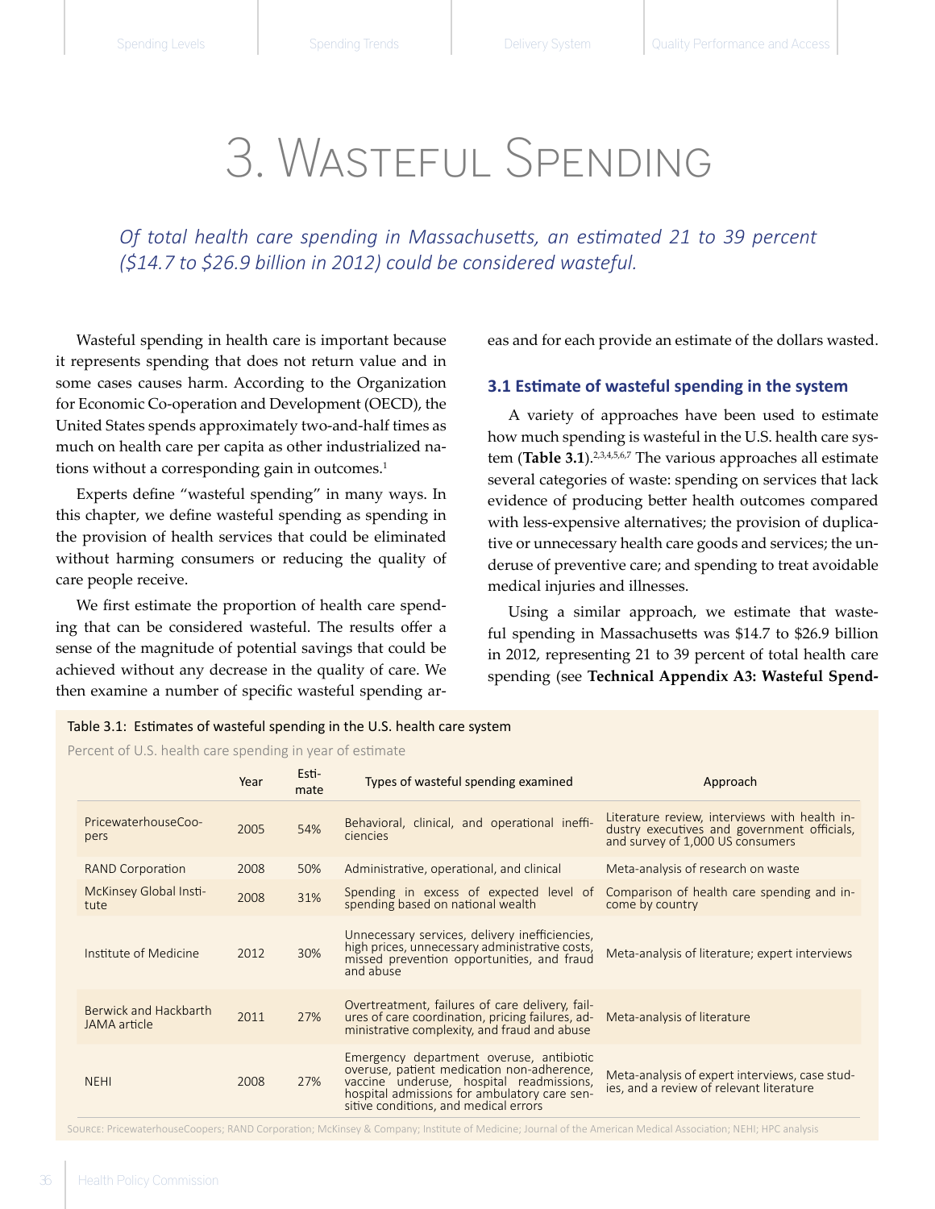# 3. Wasteful Spending

*Of total health care spending in Massachusetts, an estimated 21 to 39 percent ($14.7 to $26.9 billion in 2012) could be considered wasteful.*

Wasteful spending in health care is important because it represents spending that does not return value and in some cases causes harm. According to the Organization for Economic Co-operation and Development (OECD), the United States spends approximately two-and-half times as much on health care per capita as other industrialized nations without a corresponding gain in outcomes.[1]

Experts define "wasteful spending" in many ways. In this chapter, we define wasteful spending as spending in the provision of health services that could be eliminated without harming consumers or reducing the quality of care people receive.

We first estimate the proportion of health care spending that can be considered wasteful. The results offer a sense of the magnitude of potential savings that could be achieved without any decrease in the quality of care. We then examine a number of specific wasteful spending areas and for each provide an estimate of the dollars wasted.

### 3.1 Estimate of wasteful spending in the system

A variety of approaches have been used to estimate how much spending is wasteful in the U.S. health care system (**Table 3.1**).[2,3,4,5,6,7] The various approaches all estimate several categories of waste: spending on services that lack evidence of producing better health outcomes compared with less-expensive alternatives; the provision of duplicative or unnecessary health care goods and services; the underuse of preventive care; and spending to treat avoidable medical injuries and illnesses.

Using a similar approach, we estimate that wasteful spending in Massachusetts was $14.7 to $26.9 billion in 2012, representing 21 to 39 percent of total health care spending (see **Technical Appendix A3: Wasteful Spend-**

Table 3.1: Estimates of wasteful spending in the U.S. health care system

Percent of U.S. health care spending in year of estimate

| | Year | Estimate | Types of wasteful spending examined | Approach |
|---|---|---|---|---|
| PricewaterhouseCoopers | 2005 | 54% | Behavioral, clinical, and operational inefficiencies | Literature review, interviews with health industry executives and government officials, and survey of 1,000 US consumers |
| RAND Corporation | 2008 | 50% | Administrative, operational, and clinical | Meta-analysis of research on waste |
| McKinsey Global Institute | 2008 | 31% | Spending in excess of expected level of spending based on national wealth | Comparison of health care spending and income by country |
| Institute of Medicine | 2012 | 30% | Unnecessary services, delivery inefficiencies, high prices, unnecessary administrative costs, missed prevention opportunities, and fraud and abuse | Meta-analysis of literature; expert interviews |
| Berwick and Hackbarth JAMA article | 2011 | 27% | Overtreatment, failures of care delivery, failures of care coordination, pricing failures, administrative complexity, and fraud and abuse | Meta-analysis of literature |
| NEHI | 2008 | 27% | Emergency department overuse, antibiotic overuse, patient medication non-adherence, vaccine underuse, hospital readmissions, hospital admissions for ambulatory care sensitive conditions, and medical errors | Meta-analysis of expert interviews, case studies, and a review of relevant literature |

Source: PricewaterhouseCoopers; RAND Corporation; McKinsey & Company; Institute of Medicine; Journal of the American Medical Association; NEHI; HPC analysis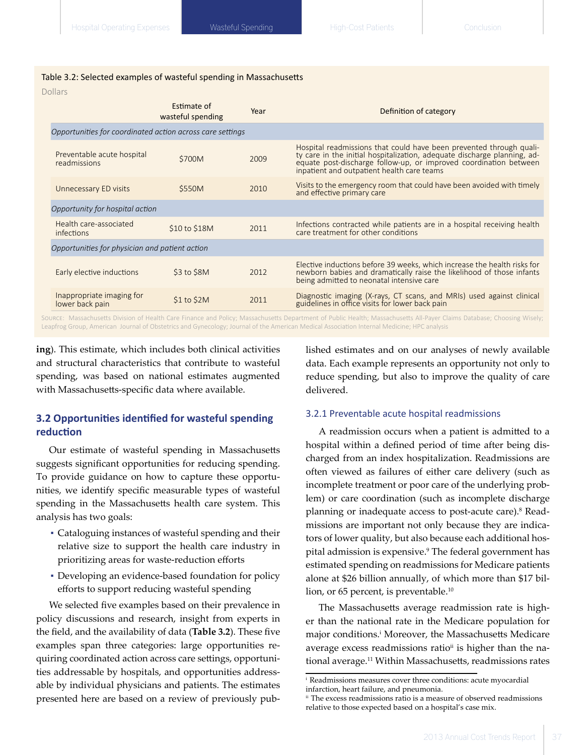Table 3.2: Selected examples of wasteful spending in Massachusetts

Dollars

| | Estimate of wasteful spending | Year | Definition of category |
|---|---|---|---|
| *Opportunities for coordinated action across care settings* | | | |
| Preventable acute hospital readmissions | $700M | 2009 | Hospital readmissions that could have been prevented through quality care in the initial hospitalization, adequate discharge planning, adequate post-discharge follow-up, or improved coordination between inpatient and outpatient health care teams |
| Unnecessary ED visits | $550M | 2010 | Visits to the emergency room that could have been avoided with timely and effective primary care |
| *Opportunity for hospital action* | | | |
| Health care-associated infections | $10 to $18M | 2011 | Infections contracted while patients are in a hospital receiving health care treatment for other conditions |
| *Opportunities for physician and patient action* | | | |
| Early elective inductions | $3 to $8M | 2012 | Elective inductions before 39 weeks, which increase the health risks for newborn babies and dramatically raise the likelihood of those infants being admitted to neonatal intensive care |
| Inappropriate imaging for lower back pain | $1 to $2M | 2011 | Diagnostic imaging (X-rays, CT scans, and MRIs) used against clinical guidelines in office visits for lower back pain |

Source: Massachusetts Division of Health Care Finance and Policy; Massachusetts Department of Public Health; Massachusetts All-Payer Claims Database; Choosing Wisely; Leapfrog Group, American Journal of Obstetrics and Gynecology; Journal of the American Medical Association Internal Medicine; HPC analysis

**ing**). This estimate, which includes both clinical activities and structural characteristics that contribute to wasteful spending, was based on national estimates augmented with Massachusetts-specific data where available.

## 3.2 Opportunities identified for wasteful spending reduction

Our estimate of wasteful spending in Massachusetts suggests significant opportunities for reducing spending. To provide guidance on how to capture these opportunities, we identify specific measurable types of wasteful spending in the Massachusetts health care system. This analysis has two goals:

- Cataloguing instances of wasteful spending and their relative size to support the health care industry in prioritizing areas for waste-reduction efforts
- Developing an evidence-based foundation for policy efforts to support reducing wasteful spending

We selected five examples based on their prevalence in policy discussions and research, insight from experts in the field, and the availability of data (**Table 3.2**). These five examples span three categories: large opportunities requiring coordinated action across care settings, opportunities addressable by hospitals, and opportunities addressable by individual physicians and patients. The estimates presented here are based on a review of previously published estimates and on our analyses of newly available data. Each example represents an opportunity not only to reduce spending, but also to improve the quality of care delivered.

### 3.2.1 Preventable acute hospital readmissions

A readmission occurs when a patient is admitted to a hospital within a defined period of time after being discharged from an index hospitalization. Readmissions are often viewed as failures of either care delivery (such as incomplete treatment or poor care of the underlying problem) or care coordination (such as incomplete discharge planning or inadequate access to post-acute care).[8] Readmissions are important not only because they are indicators of lower quality, but also because each additional hospital admission is expensive.[9] The federal government has estimated spending on readmissions for Medicare patients alone at $26 billion annually, of which more than $17 billion, or 65 percent, is preventable.[10]

The Massachusetts average readmission rate is higher than the national rate in the Medicare population for major conditions.[i] Moreover, the Massachusetts Medicare average excess readmissions ratio[ii] is higher than the national average.[11] Within Massachusetts, readmissions rates

[i] Readmissions measures cover three conditions: acute myocardial infarction, heart failure, and pneumonia.

[ii] The excess readmissions ratio is a measure of observed readmissions relative to those expected based on a hospital's case mix.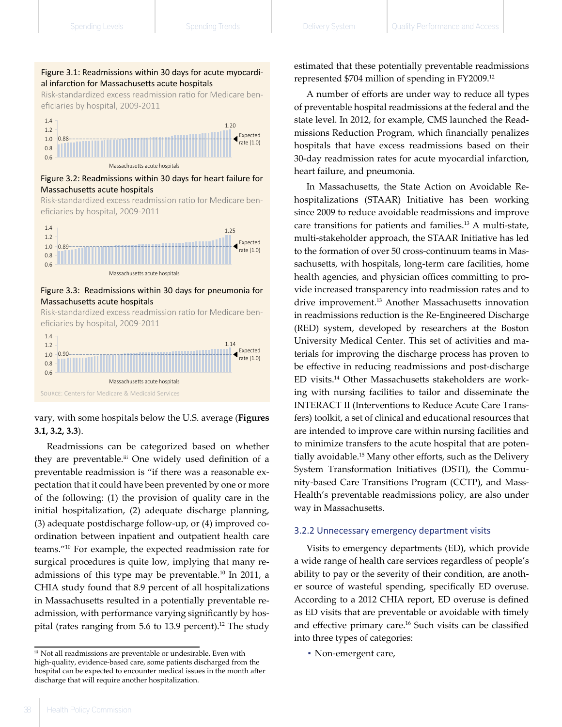Figure 3.1: Readmissions within 30 days for acute myocardial infarction for Massachusetts acute hospitals

Risk-standardized excess readmission ratio for Medicare beneficiaries by hospital, 2009-2011

Figure 3.2: Readmissions within 30 days for heart failure for Massachusetts acute hospitals

Risk-standardized excess readmission ratio for Medicare beneficiaries by hospital, 2009-2011

Figure 3.3: Readmissions within 30 days for pneumonia for Massachusetts acute hospitals

Risk-standardized excess readmission ratio for Medicare beneficiaries by hospital, 2009-2011

SOURCE: Centers for Medicare & Medicaid Services

vary, with some hospitals below the U.S. average (**Figures 3.1, 3.2, 3.3**).

Readmissions can be categorized based on whether they are preventable.[iii] One widely used definition of a preventable readmission is "if there was a reasonable expectation that it could have been prevented by one or more of the following: (1) the provision of quality care in the initial hospitalization, (2) adequate discharge planning, (3) adequate postdischarge follow-up, or (4) improved coordination between inpatient and outpatient health care teams."[10] For example, the expected readmission rate for surgical procedures is quite low, implying that many readmissions of this type may be preventable.[10] In 2011, a CHIA study found that 8.9 percent of all hospitalizations in Massachusetts resulted in a potentially preventable readmission, with performance varying significantly by hospital (rates ranging from 5.6 to 13.9 percent).[12] The study estimated that these potentially preventable readmissions represented $704 million of spending in FY2009.[12]

A number of efforts are under way to reduce all types of preventable hospital readmissions at the federal and the state level. In 2012, for example, CMS launched the Readmissions Reduction Program, which financially penalizes hospitals that have excess readmissions based on their 30-day readmission rates for acute myocardial infarction, heart failure, and pneumonia.

In Massachusetts, the State Action on Avoidable Rehospitalizations (STAAR) Initiative has been working since 2009 to reduce avoidable readmissions and improve care transitions for patients and families.[13] A multi-state, multi-stakeholder approach, the STAAR Initiative has led to the formation of over 50 cross-continuum teams in Massachusetts, with hospitals, long-term care facilities, home health agencies, and physician offices committing to provide increased transparency into readmission rates and to drive improvement.[13] Another Massachusetts innovation in readmissions reduction is the Re-Engineered Discharge (RED) system, developed by researchers at the Boston University Medical Center. This set of activities and materials for improving the discharge process has proven to be effective in reducing readmissions and post-discharge ED visits.[14] Other Massachusetts stakeholders are working with nursing facilities to tailor and disseminate the INTERACT II (Interventions to Reduce Acute Care Transfers) toolkit, a set of clinical and educational resources that are intended to improve care within nursing facilities and to minimize transfers to the acute hospital that are potentially avoidable.[15] Many other efforts, such as the Delivery System Transformation Initiatives (DSTI), the Community-based Care Transitions Program (CCTP), and MassHealth's preventable readmissions policy, are also under way in Massachusetts.

### 3.2.2 Unnecessary emergency department visits

Visits to emergency departments (ED), which provide a wide range of health care services regardless of people's ability to pay or the severity of their condition, are another source of wasteful spending, specifically ED overuse. According to a 2012 CHIA report, ED overuse is defined as ED visits that are preventable or avoidable with timely and effective primary care.[16] Such visits can be classified into three types of categories:

- Non-emergent care,

[iii] Not all readmissions are preventable or undesirable. Even with high-quality, evidence-based care, some patients discharged from the hospital can be expected to encounter medical issues in the month after discharge that will require another hospitalization.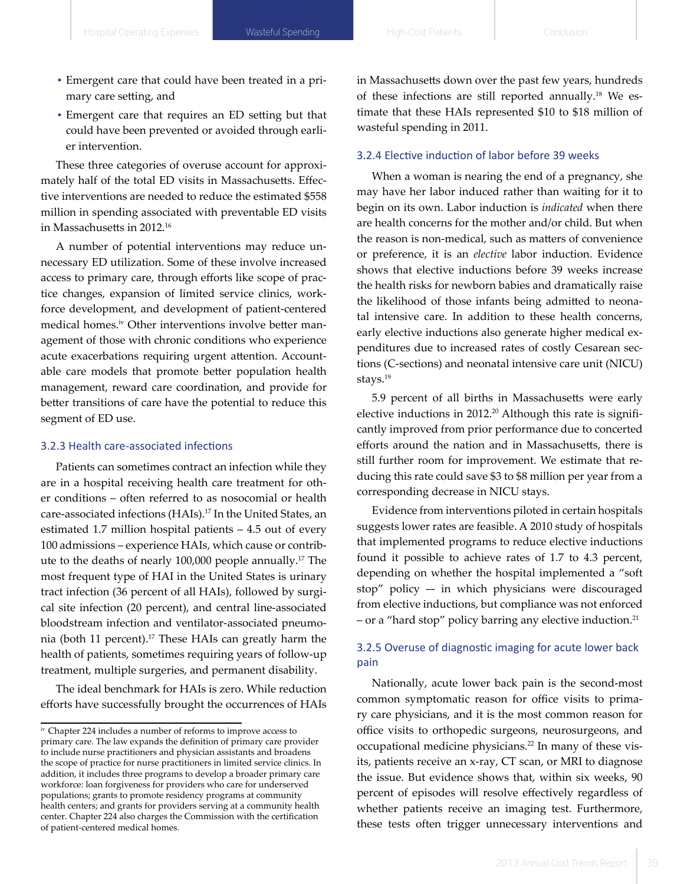- Emergent care that could have been treated in a primary care setting, and
- Emergent care that requires an ED setting but that could have been prevented or avoided through earlier intervention.

These three categories of overuse account for approximately half of the total ED visits in Massachusetts. Effective interventions are needed to reduce the estimated $558 million in spending associated with preventable ED visits in Massachusetts in 2012.[16]

A number of potential interventions may reduce unnecessary ED utilization. Some of these involve increased access to primary care, through efforts like scope of practice changes, expansion of limited service clinics, workforce development, and development of patient-centered medical homes.[iv] Other interventions involve better management of those with chronic conditions who experience acute exacerbations requiring urgent attention. Accountable care models that promote better population health management, reward care coordination, and provide for better transitions of care have the potential to reduce this segment of ED use.

### 3.2.3 Health care-associated infections

Patients can sometimes contract an infection while they are in a hospital receiving health care treatment for other conditions – often referred to as nosocomial or health care-associated infections (HAIs).[17] In the United States, an estimated 1.7 million hospital patients – 4.5 out of every 100 admissions – experience HAIs, which cause or contribute to the deaths of nearly 100,000 people annually.[17] The most frequent type of HAI in the United States is urinary tract infection (36 percent of all HAIs), followed by surgical site infection (20 percent), and central line-associated bloodstream infection and ventilator-associated pneumonia (both 11 percent).[17] These HAIs can greatly harm the health of patients, sometimes requiring years of follow-up treatment, multiple surgeries, and permanent disability.

The ideal benchmark for HAIs is zero. While reduction efforts have successfully brought the occurrences of HAIs in Massachusetts down over the past few years, hundreds of these infections are still reported annually.[18] We estimate that these HAIs represented $10 to $18 million of wasteful spending in 2011.

### 3.2.4 Elective induction of labor before 39 weeks

When a woman is nearing the end of a pregnancy, she may have her labor induced rather than waiting for it to begin on its own. Labor induction is *indicated* when there are health concerns for the mother and/or child. But when the reason is non-medical, such as matters of convenience or preference, it is an *elective* labor induction. Evidence shows that elective inductions before 39 weeks increase the health risks for newborn babies and dramatically raise the likelihood of those infants being admitted to neonatal intensive care. In addition to these health concerns, early elective inductions also generate higher medical expenditures due to increased rates of costly Cesarean sections (C-sections) and neonatal intensive care unit (NICU) stays.[19]

5.9 percent of all births in Massachusetts were early elective inductions in 2012.[20] Although this rate is significantly improved from prior performance due to concerted efforts around the nation and in Massachusetts, there is still further room for improvement. We estimate that reducing this rate could save $3 to $8 million per year from a corresponding decrease in NICU stays.

Evidence from interventions piloted in certain hospitals suggests lower rates are feasible. A 2010 study of hospitals that implemented programs to reduce elective inductions found it possible to achieve rates of 1.7 to 4.3 percent, depending on whether the hospital implemented a "soft stop" policy — in which physicians were discouraged from elective inductions, but compliance was not enforced – or a "hard stop" policy barring any elective induction.[21]

### 3.2.5 Overuse of diagnostic imaging for acute lower back pain

Nationally, acute lower back pain is the second-most common symptomatic reason for office visits to primary care physicians, and it is the most common reason for office visits to orthopedic surgeons, neurosurgeons, and occupational medicine physicians.[22] In many of these visits, patients receive an x-ray, CT scan, or MRI to diagnose the issue. But evidence shows that, within six weeks, 90 percent of episodes will resolve effectively regardless of whether patients receive an imaging test. Furthermore, these tests often trigger unnecessary interventions and

---

[iv] Chapter 224 includes a number of reforms to improve access to primary care. The law expands the definition of primary care provider to include nurse practitioners and physician assistants and broadens the scope of practice for nurse practitioners in limited service clinics. In addition, it includes three programs to develop a broader primary care workforce: loan forgiveness for providers who care for underserved populations; grants to promote residency programs at community health centers; and grants for providers serving at a community health center. Chapter 224 also charges the Commission with the certification of patient-centered medical homes.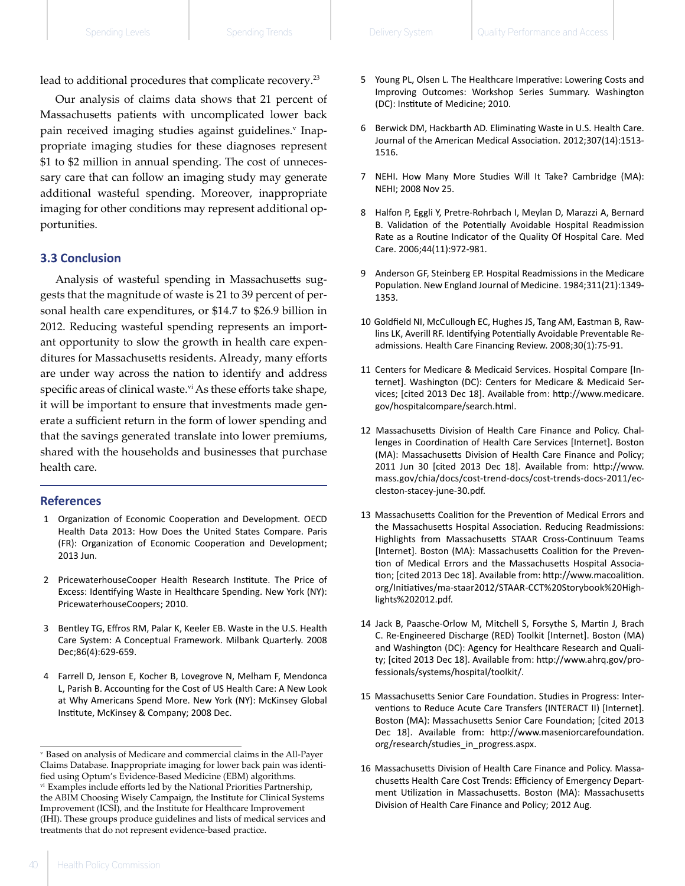lead to additional procedures that complicate recovery.[23]

Our analysis of claims data shows that 21 percent of Massachusetts patients with uncomplicated lower back pain received imaging studies against guidelines.[v] Inappropriate imaging studies for these diagnoses represent $1 to $2 million in annual spending. The cost of unnecessary care that can follow an imaging study may generate additional wasteful spending. Moreover, inappropriate imaging for other conditions may represent additional opportunities.

### 3.3 Conclusion

Analysis of wasteful spending in Massachusetts suggests that the magnitude of waste is 21 to 39 percent of personal health care expenditures, or $14.7 to $26.9 billion in 2012. Reducing wasteful spending represents an important opportunity to slow the growth in health care expenditures for Massachusetts residents. Already, many efforts are under way across the nation to identify and address specific areas of clinical waste.[vi] As these efforts take shape, it will be important to ensure that investments made generate a sufficient return in the form of lower spending and that the savings generated translate into lower premiums, shared with the households and businesses that purchase health care.

### References

1. Organization of Economic Cooperation and Development. OECD Health Data 2013: How Does the United States Compare. Paris (FR): Organization of Economic Cooperation and Development; 2013 Jun.
2. PricewaterhouseCooper Health Research Institute. The Price of Excess: Identifying Waste in Healthcare Spending. New York (NY): PricewaterhouseCoopers; 2010.
3. Bentley TG, Effros RM, Palar K, Keeler EB. Waste in the U.S. Health Care System: A Conceptual Framework. Milbank Quarterly. 2008 Dec;86(4):629-659.
4. Farrell D, Jenson E, Kocher B, Lovegrove N, Melham F, Mendonca L, Parish B. Accounting for the Cost of US Health Care: A New Look at Why Americans Spend More. New York (NY): McKinsey Global Institute, McKinsey & Company; 2008 Dec.
5. Young PL, Olsen L. The Healthcare Imperative: Lowering Costs and Improving Outcomes: Workshop Series Summary. Washington (DC): Institute of Medicine; 2010.
6. Berwick DM, Hackbarth AD. Eliminating Waste in U.S. Health Care. Journal of the American Medical Association. 2012;307(14):1513-1516.
7. NEHI. How Many More Studies Will It Take? Cambridge (MA): NEHI; 2008 Nov 25.
8. Halfon P, Eggli Y, Pretre-Rohrbach I, Meylan D, Marazzi A, Bernard B. Validation of the Potentially Avoidable Hospital Readmission Rate as a Routine Indicator of the Quality Of Hospital Care. Med Care. 2006;44(11):972-981.
9. Anderson GF, Steinberg EP. Hospital Readmissions in the Medicare Population. New England Journal of Medicine. 1984;311(21):1349-1353.
10. Goldfield NI, McCullough EC, Hughes JS, Tang AM, Eastman B, Rawlins LK, Averill RF. Identifying Potentially Avoidable Preventable Readmissions. Health Care Financing Review. 2008;30(1):75-91.
11. Centers for Medicare & Medicaid Services. Hospital Compare [Internet]. Washington (DC): Centers for Medicare & Medicaid Services; [cited 2013 Dec 18]. Available from: http://www.medicare.gov/hospitalcompare/search.html.
12. Massachusetts Division of Health Care Finance and Policy. Challenges in Coordination of Health Care Services [Internet]. Boston (MA): Massachusetts Division of Health Care Finance and Policy; 2011 Jun 30 [cited 2013 Dec 18]. Available from: http://www.mass.gov/chia/docs/cost-trend-docs/cost-trends-docs-2011/ec-cleston-stacey-june-30.pdf.
13. Massachusetts Coalition for the Prevention of Medical Errors and the Massachusetts Hospital Association. Reducing Readmissions: Highlights from Massachusetts STAAR Cross-Continuum Teams [Internet]. Boston (MA): Massachusetts Coalition for the Prevention of Medical Errors and the Massachusetts Hospital Association; [cited 2013 Dec 18]. Available from: http://www.macoalition.org/Initiatives/ma-staar2012/STAAR-CCT%20Storybook%20Highlights%202012.pdf.
14. Jack B, Paasche-Orlow M, Mitchell S, Forsythe S, Martin J, Brach C. Re-Engineered Discharge (RED) Toolkit [Internet]. Boston (MA) and Washington (DC): Agency for Healthcare Research and Quality; [cited 2013 Dec 18]. Available from: http://www.ahrq.gov/professionals/systems/hospital/toolkit/.
15. Massachusetts Senior Care Foundation. Studies in Progress: Interventions to Reduce Acute Care Transfers (INTERACT II) [Internet]. Boston (MA): Massachusetts Senior Care Foundation; [cited 2013 Dec 18]. Available from: http://www.maseniorcarefoundation.org/research/studies_in_progress.aspx.
16. Massachusetts Division of Health Care Finance and Policy. Massachusetts Health Care Cost Trends: Efficiency of Emergency Department Utilization in Massachusetts. Boston (MA): Massachusetts Division of Health Care Finance and Policy; 2012 Aug.

---

[v] Based on analysis of Medicare and commercial claims in the All-Payer Claims Database. Inappropriate imaging for lower back pain was identified using Optum's Evidence-Based Medicine (EBM) algorithms.

[vi] Examples include efforts led by the National Priorities Partnership, the ABIM Choosing Wisely Campaign, the Institute for Clinical Systems Improvement (ICSI), and the Institute for Healthcare Improvement (IHI). These groups produce guidelines and lists of medical services and treatments that do not represent evidence-based practice.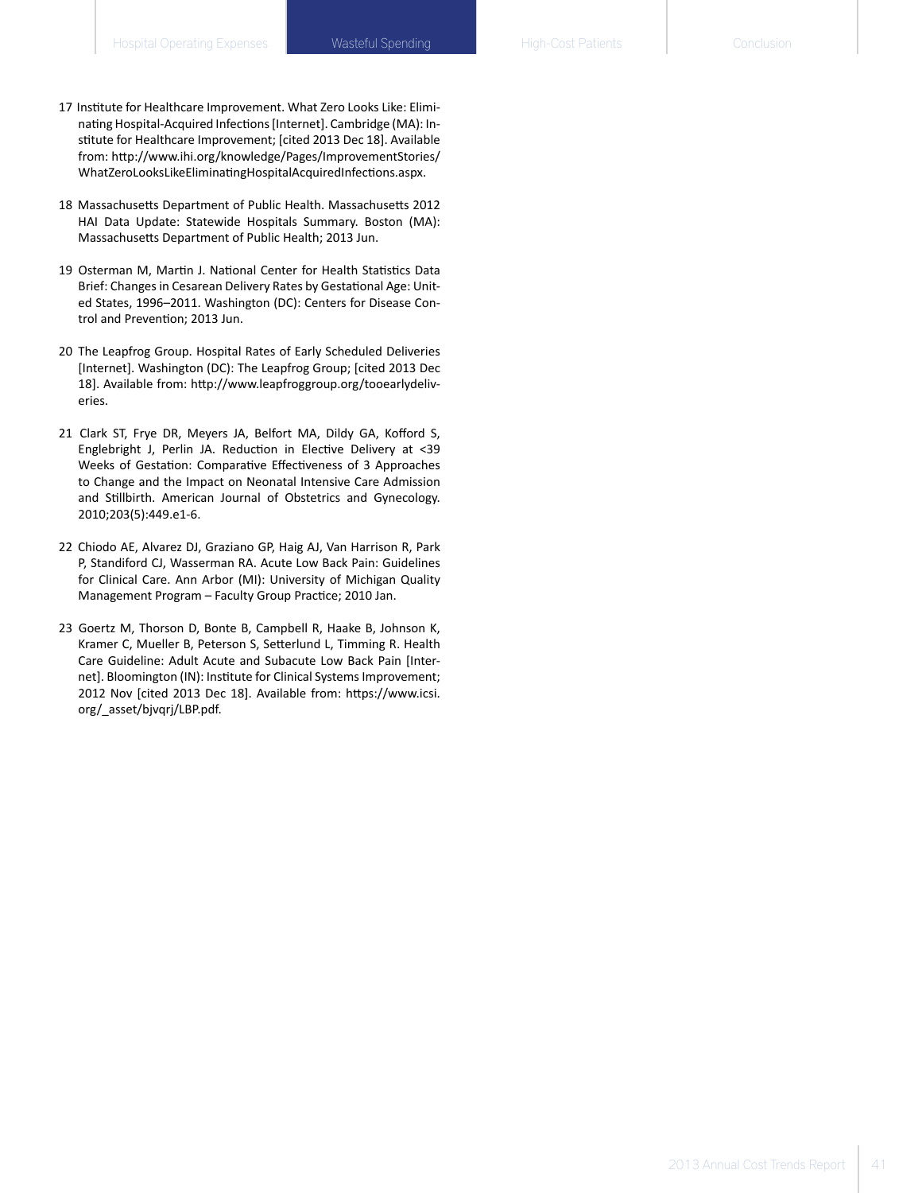17 Institute for Healthcare Improvement. What Zero Looks Like: Eliminating Hospital-Acquired Infections [Internet]. Cambridge (MA): Institute for Healthcare Improvement; [cited 2013 Dec 18]. Available from: http://www.ihi.org/knowledge/Pages/ImprovementStories/WhatZeroLooksLikeEliminatingHospitalAcquiredInfections.aspx.

18 Massachusetts Department of Public Health. Massachusetts 2012 HAI Data Update: Statewide Hospitals Summary. Boston (MA): Massachusetts Department of Public Health; 2013 Jun.

19 Osterman M, Martin J. National Center for Health Statistics Data Brief: Changes in Cesarean Delivery Rates by Gestational Age: United States, 1996–2011. Washington (DC): Centers for Disease Control and Prevention; 2013 Jun.

20 The Leapfrog Group. Hospital Rates of Early Scheduled Deliveries [Internet]. Washington (DC): The Leapfrog Group; [cited 2013 Dec 18]. Available from: http://www.leapfroggroup.org/tooearlydeliveries.

21 Clark ST, Frye DR, Meyers JA, Belfort MA, Dildy GA, Kofford S, Englebright J, Perlin JA. Reduction in Elective Delivery at <39 Weeks of Gestation: Comparative Effectiveness of 3 Approaches to Change and the Impact on Neonatal Intensive Care Admission and Stillbirth. American Journal of Obstetrics and Gynecology. 2010;203(5):449.e1-6.

22 Chiodo AE, Alvarez DJ, Graziano GP, Haig AJ, Van Harrison R, Park P, Standiford CJ, Wasserman RA. Acute Low Back Pain: Guidelines for Clinical Care. Ann Arbor (MI): University of Michigan Quality Management Program – Faculty Group Practice; 2010 Jan.

23 Goertz M, Thorson D, Bonte B, Campbell R, Haake B, Johnson K, Kramer C, Mueller B, Peterson S, Setterlund L, Timming R. Health Care Guideline: Adult Acute and Subacute Low Back Pain [Internet]. Bloomington (IN): Institute for Clinical Systems Improvement; 2012 Nov [cited 2013 Dec 18]. Available from: https://www.icsi.org/_asset/bjvqrj/LBP.pdf.